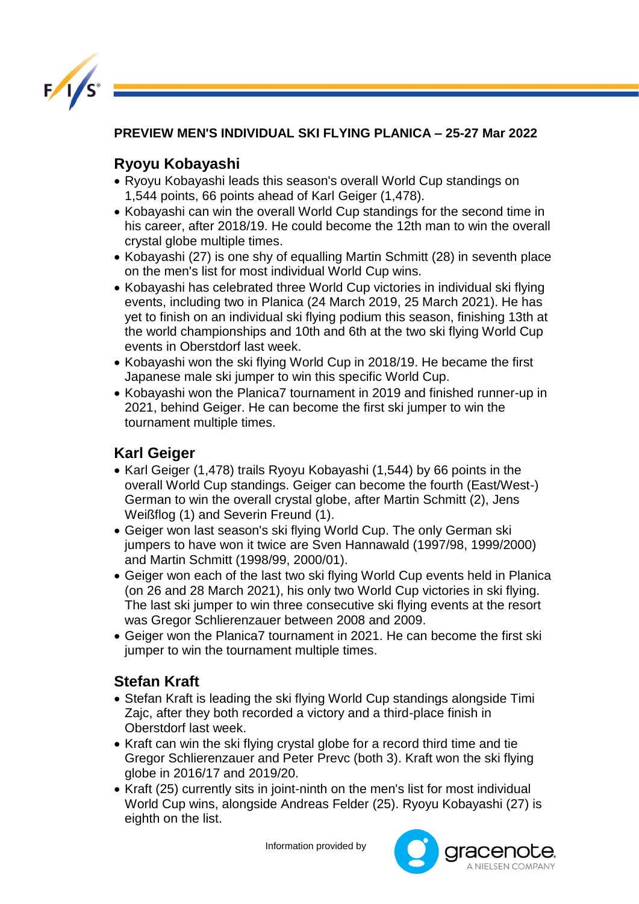# PREVIEW MEN'S INDIVIDUAL SKI FLYING PLANICA – 25-27 Mar 2022

## Ryoyu Kobayashi

- Ryoyu Kobayashi leads this season's overall World Cup standings on 1,544 points, 66 points ahead of Karl Geiger (1,478).
- Kobayashi can win the overall World Cup standings for the second time in his career, after 2018/19. He could become the 12th man to win the overall crystal globe multiple times.
- Kobayashi (27) is one shy of equalling Martin Schmitt (28) in seventh place on the men's list for most individual World Cup wins.
- Kobayashi has celebrated three World Cup victories in individual ski flying events, including two in Planica (24 March 2019, 25 March 2021). He has yet to finish on an individual ski flying podium this season, finishing 13th at the world championships and 10th and 6th at the two ski flying World Cup events in Oberstdorf last week.
- Kobayashi won the ski flying World Cup in 2018/19. He became the first Japanese male ski jumper to win this specific World Cup.
- Kobayashi won the Planica7 tournament in 2019 and finished runner-up in 2021, behind Geiger. He can become the first ski jumper to win the tournament multiple times.

## Karl Geiger

- Karl Geiger (1,478) trails Ryoyu Kobayashi (1,544) by 66 points in the overall World Cup standings. Geiger can become the fourth (East/West-) German to win the overall crystal globe, after Martin Schmitt (2), Jens Weißflog (1) and Severin Freund (1).
- Geiger won last season's ski flying World Cup. The only German ski jumpers to have won it twice are Sven Hannawald (1997/98, 1999/2000) and Martin Schmitt (1998/99, 2000/01).
- Geiger won each of the last two ski flying World Cup events held in Planica (on 26 and 28 March 2021), his only two World Cup victories in ski flying. The last ski jumper to win three consecutive ski flying events at the resort was Gregor Schlierenzauer between 2008 and 2009.
- Geiger won the Planica7 tournament in 2021. He can become the first ski jumper to win the tournament multiple times.

## Stefan Kraft

- Stefan Kraft is leading the ski flying World Cup standings alongside Timi Zajc, after they both recorded a victory and a third-place finish in Oberstdorf last week.
- Kraft can win the ski flying crystal globe for a record third time and tie Gregor Schlierenzauer and Peter Prevc (both 3). Kraft won the ski flying globe in 2016/17 and 2019/20.
- Kraft (25) currently sits in joint-ninth on the men's list for most individual World Cup wins, alongside Andreas Felder (25). Ryoyu Kobayashi (27) is eighth on the list.

Information provided by gracenote. A NIELSEN COMPANY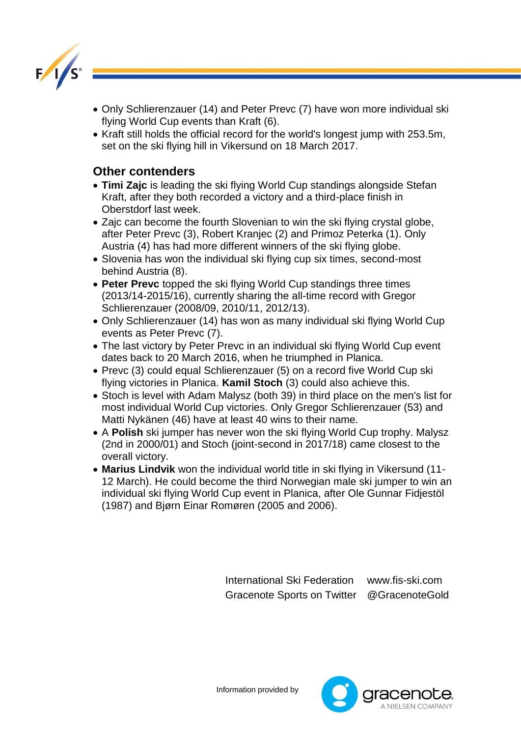- Only Schlierenzauer (14) and Peter Prevc (7) have won more individual ski flying World Cup events than Kraft (6).
- Kraft still holds the official record for the world's longest jump with 253.5m, set on the ski flying hill in Vikersund on 18 March 2017.

## Other contenders

- **Timi Zajc** is leading the ski flying World Cup standings alongside Stefan Kraft, after they both recorded a victory and a third-place finish in Oberstdorf last week.
- Zajc can become the fourth Slovenian to win the ski flying crystal globe, after Peter Prevc (3), Robert Kranjec (2) and Primoz Peterka (1). Only Austria (4) has had more different winners of the ski flying globe.
- Slovenia has won the individual ski flying cup six times, second-most behind Austria (8).
- **Peter Prevc** topped the ski flying World Cup standings three times (2013/14-2015/16), currently sharing the all-time record with Gregor Schlierenzauer (2008/09, 2010/11, 2012/13).
- Only Schlierenzauer (14) has won as many individual ski flying World Cup events as Peter Prevc (7).
- The last victory by Peter Prevc in an individual ski flying World Cup event dates back to 20 March 2016, when he triumphed in Planica.
- Prevc (3) could equal Schlierenzauer (5) on a record five World Cup ski flying victories in Planica. **Kamil Stoch** (3) could also achieve this.
- Stoch is level with Adam Malysz (both 39) in third place on the men's list for most individual World Cup victories. Only Gregor Schlierenzauer (53) and Matti Nykänen (46) have at least 40 wins to their name.
- A **Polish** ski jumper has never won the ski flying World Cup trophy. Malysz (2nd in 2000/01) and Stoch (joint-second in 2017/18) came closest to the overall victory.
- **Marius Lindvik** won the individual world title in ski flying in Vikersund (11-12 March). He could become the third Norwegian male ski jumper to win an individual ski flying World Cup event in Planica, after Ole Gunnar Fidjestöl (1987) and Bjørn Einar Romøren (2005 and 2006).

International Ski Federation www.fis-ski.com
Gracenote Sports on Twitter @GracenoteGold

Information provided by gracenote. A NIELSEN COMPANY